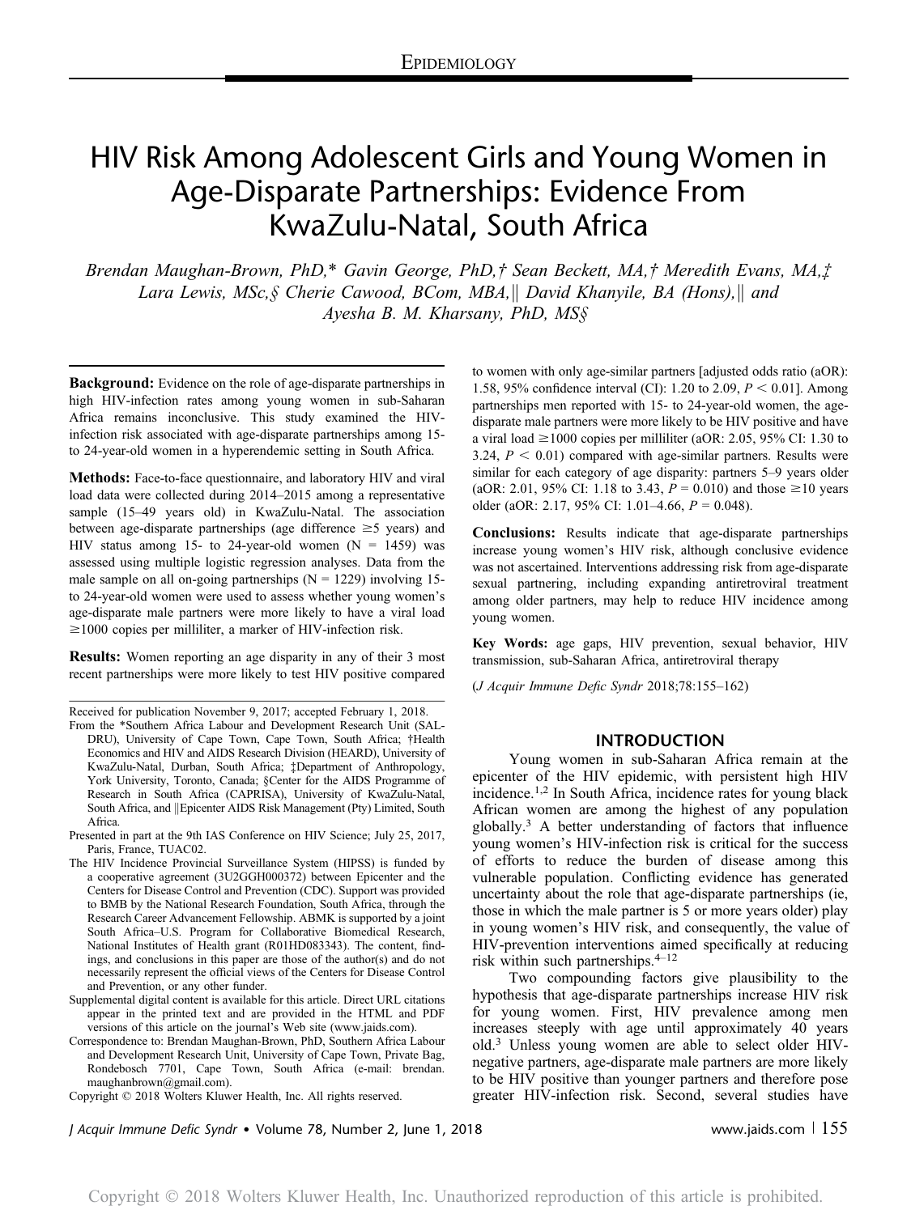# HIV Risk Among Adolescent Girls and Young Women in Age-Disparate Partnerships: Evidence From KwaZulu-Natal, South Africa

*Brendan Maughan-Brown, PhD,\* Gavin George, PhD,† Sean Beckett, MA,† Meredith Evans, MA,‡ Lara Lewis, MSc,§ Cherie Cawood, BCom, MBA,‖ David Khanyile, BA (Hons),‖ and Ayesha B. M. Kharsany, PhD, MS§*

**Background:** Evidence on the role of age-disparate partnerships in high HIV-infection rates among young women in sub-Saharan Africa remains inconclusive. This study examined the HIV-infection risk associated with age-disparate partnerships among 15- to 24-year-old women in a hyperendemic setting in South Africa.

**Methods:** Face-to-face questionnaire, and laboratory HIV and viral load data were collected during 2014–2015 among a representative sample (15–49 years old) in KwaZulu-Natal. The association between age-disparate partnerships (age difference ≥5 years) and HIV status among 15- to 24-year-old women (N = 1459) was assessed using multiple logistic regression analyses. Data from the male sample on all on-going partnerships (N = 1229) involving 15- to 24-year-old women were used to assess whether young women's age-disparate male partners were more likely to have a viral load ≥1000 copies per milliliter, a marker of HIV-infection risk.

**Results:** Women reporting an age disparity in any of their 3 most recent partnerships were more likely to test HIV positive compared to women with only age-similar partners [adjusted odds ratio (aOR): 1.58, 95% confidence interval (CI): 1.20 to 2.09, $P < 0.01$]. Among partnerships men reported with 15- to 24-year-old women, the age-disparate male partners were more likely to be HIV positive and have a viral load ≥1000 copies per milliliter (aOR: 2.05, 95% CI: 1.30 to 3.24, $P < 0.01$) compared with age-similar partners. Results were similar for each category of age disparity: partners 5–9 years older (aOR: 2.01, 95% CI: 1.18 to 3.43, $P = 0.010$) and those ≥10 years older (aOR: 2.17, 95% CI: 1.01–4.66, $P = 0.048$).

**Conclusions:** Results indicate that age-disparate partnerships increase young women's HIV risk, although conclusive evidence was not ascertained. Interventions addressing risk from age-disparate sexual partnering, including expanding antiretroviral treatment among older partners, may help to reduce HIV incidence among young women.

**Key Words:** age gaps, HIV prevention, sexual behavior, HIV transmission, sub-Saharan Africa, antiretroviral therapy

(*J Acquir Immune Defic Syndr* 2018;78:155–162)

Received for publication November 9, 2017; accepted February 1, 2018.

From the \*Southern Africa Labour and Development Research Unit (SALDRU), University of Cape Town, Cape Town, South Africa; †Health Economics and HIV and AIDS Research Division (HEARD), University of KwaZulu-Natal, Durban, South Africa; ‡Department of Anthropology, York University, Toronto, Canada; §Center for the AIDS Programme of Research in South Africa (CAPRISA), University of KwaZulu-Natal, South Africa, and ‖Epicenter AIDS Risk Management (Pty) Limited, South Africa.

Presented in part at the 9th IAS Conference on HIV Science; July 25, 2017, Paris, France, TUAC02.

The HIV Incidence Provincial Surveillance System (HIPSS) is funded by a cooperative agreement (3U2GGH000372) between Epicenter and the Centers for Disease Control and Prevention (CDC). Support was provided to BMB by the National Research Foundation, South Africa, through the Research Career Advancement Fellowship. ABMK is supported by a joint South Africa–U.S. Program for Collaborative Biomedical Research, National Institutes of Health grant (R01HD083343). The content, findings, and conclusions in this paper are those of the author(s) and do not necessarily represent the official views of the Centers for Disease Control and Prevention, or any other funder.

Supplemental digital content is available for this article. Direct URL citations appear in the printed text and are provided in the HTML and PDF versions of this article on the journal's Web site (www.jaids.com).

Correspondence to: Brendan Maughan-Brown, PhD, Southern Africa Labour and Development Research Unit, University of Cape Town, Private Bag, Rondebosch 7701, Cape Town, South Africa (e-mail: brendan.maughanbrown@gmail.com).

Copyright © 2018 Wolters Kluwer Health, Inc. All rights reserved.

## INTRODUCTION

Young women in sub-Saharan Africa remain at the epicenter of the HIV epidemic, with persistent high HIV incidence.[1,2] In South Africa, incidence rates for young black African women are among the highest of any population globally.[3] A better understanding of factors that influence young women's HIV-infection risk is critical for the success of efforts to reduce the burden of disease among this vulnerable population. Conflicting evidence has generated uncertainty about the role that age-disparate partnerships (ie, those in which the male partner is 5 or more years older) play in young women's HIV risk, and consequently, the value of HIV-prevention interventions aimed specifically at reducing risk within such partnerships.[4–12]

Two compounding factors give plausibility to the hypothesis that age-disparate partnerships increase HIV risk for young women. First, HIV prevalence among men increases steeply with age until approximately 40 years old.[3] Unless young women are able to select older HIV-negative partners, age-disparate male partners are more likely to be HIV positive than younger partners and therefore pose greater HIV-infection risk. Second, several studies have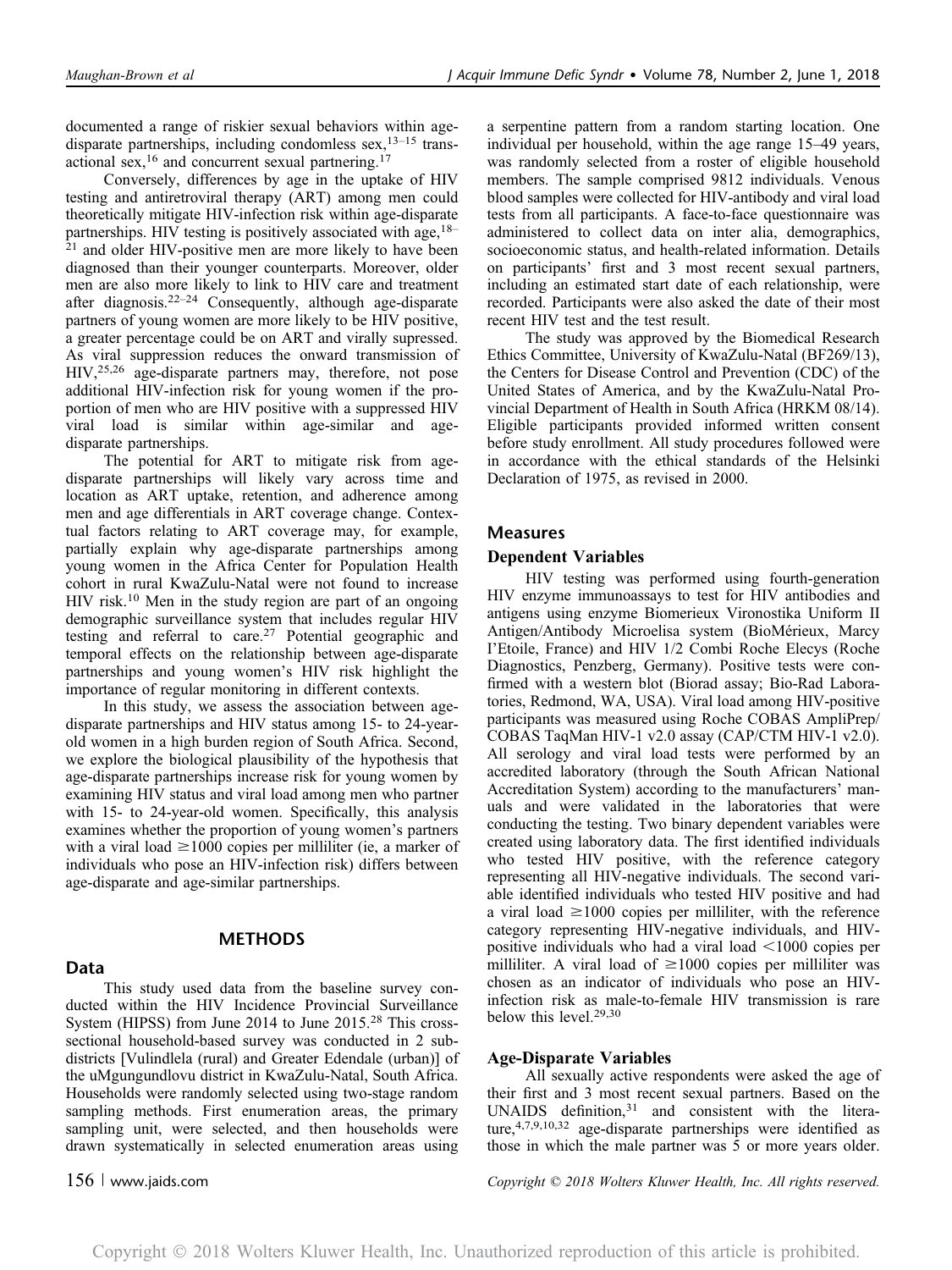documented a range of riskier sexual behaviors within age-disparate partnerships, including condomless sex,[13–15] transactional sex,[16] and concurrent sexual partnering.[17]

Conversely, differences by age in the uptake of HIV testing and antiretroviral therapy (ART) among men could theoretically mitigate HIV-infection risk within age-disparate partnerships. HIV testing is positively associated with age,[18–21] and older HIV-positive men are more likely to have been diagnosed than their younger counterparts. Moreover, older men are also more likely to link to HIV care and treatment after diagnosis.[22–24] Consequently, although age-disparate partners of young women are more likely to be HIV positive, a greater percentage could be on ART and virally supressed. As viral suppression reduces the onward transmission of HIV,[25,26] age-disparate partners may, therefore, not pose additional HIV-infection risk for young women if the proportion of men who are HIV positive with a suppressed HIV viral load is similar within age-similar and age-disparate partnerships.

The potential for ART to mitigate risk from age-disparate partnerships will likely vary across time and location as ART uptake, retention, and adherence among men and age differentials in ART coverage change. Contextual factors relating to ART coverage may, for example, partially explain why age-disparate partnerships among young women in the Africa Center for Population Health cohort in rural KwaZulu-Natal were not found to increase HIV risk.[10] Men in the study region are part of an ongoing demographic surveillance system that includes regular HIV testing and referral to care.[27] Potential geographic and temporal effects on the relationship between age-disparate partnerships and young women's HIV risk highlight the importance of regular monitoring in different contexts.

In this study, we assess the association between age-disparate partnerships and HIV status among 15- to 24-year-old women in a high burden region of South Africa. Second, we explore the biological plausibility of the hypothesis that age-disparate partnerships increase risk for young women by examining HIV status and viral load among men who partner with 15- to 24-year-old women. Specifically, this analysis examines whether the proportion of young women's partners with a viral load ≥1000 copies per milliliter (ie, a marker of individuals who pose an HIV-infection risk) differs between age-disparate and age-similar partnerships.

## METHODS

### Data

This study used data from the baseline survey conducted within the HIV Incidence Provincial Surveillance System (HIPSS) from June 2014 to June 2015.[28] This cross-sectional household-based survey was conducted in 2 subdistricts [Vulindlela (rural) and Greater Edendale (urban)] of the uMgungundlovu district in KwaZulu-Natal, South Africa. Households were randomly selected using two-stage random sampling methods. First enumeration areas, the primary sampling unit, were selected, and then households were drawn systematically in selected enumeration areas using a serpentine pattern from a random starting location. One individual per household, within the age range 15–49 years, was randomly selected from a roster of eligible household members. The sample comprised 9812 individuals. Venous blood samples were collected for HIV-antibody and viral load tests from all participants. A face-to-face questionnaire was administered to collect data on inter alia, demographics, socioeconomic status, and health-related information. Details on participants' first and 3 most recent sexual partners, including an estimated start date of each relationship, were recorded. Participants were also asked the date of their most recent HIV test and the test result.

The study was approved by the Biomedical Research Ethics Committee, University of KwaZulu-Natal (BF269/13), the Centers for Disease Control and Prevention (CDC) of the United States of America, and by the KwaZulu-Natal Provincial Department of Health in South Africa (HRKM 08/14). Eligible participants provided informed written consent before study enrollment. All study procedures followed were in accordance with the ethical standards of the Helsinki Declaration of 1975, as revised in 2000.

### Measures

#### Dependent Variables

HIV testing was performed using fourth-generation HIV enzyme immunoassays to test for HIV antibodies and antigens using enzyme Biomerieux Vironostika Uniform II Antigen/Antibody Microelisa system (BioMérieux, Marcy I'Etoile, France) and HIV 1/2 Combi Roche Elecys (Roche Diagnostics, Penzberg, Germany). Positive tests were confirmed with a western blot (Biorad assay; Bio-Rad Laboratories, Redmond, WA, USA). Viral load among HIV-positive participants was measured using Roche COBAS AmpliPrep/COBAS TaqMan HIV-1 v2.0 assay (CAP/CTM HIV-1 v2.0). All serology and viral load tests were performed by an accredited laboratory (through the South African National Accreditation System) according to the manufacturers' manuals and were validated in the laboratories that were conducting the testing. Two binary dependent variables were created using laboratory data. The first identified individuals who tested HIV positive, with the reference category representing all HIV-negative individuals. The second variable identified individuals who tested HIV positive and had a viral load ≥1000 copies per milliliter, with the reference category representing HIV-negative individuals, and HIV-positive individuals who had a viral load <1000 copies per milliliter. A viral load of ≥1000 copies per milliliter was chosen as an indicator of individuals who pose an HIV-infection risk as male-to-female HIV transmission is rare below this level.[29,30]

#### Age-Disparate Variables

All sexually active respondents were asked the age of their first and 3 most recent sexual partners. Based on the UNAIDS definition,[31] and consistent with the literature,[4,7,9,10,32] age-disparate partnerships were identified as those in which the male partner was 5 or more years older.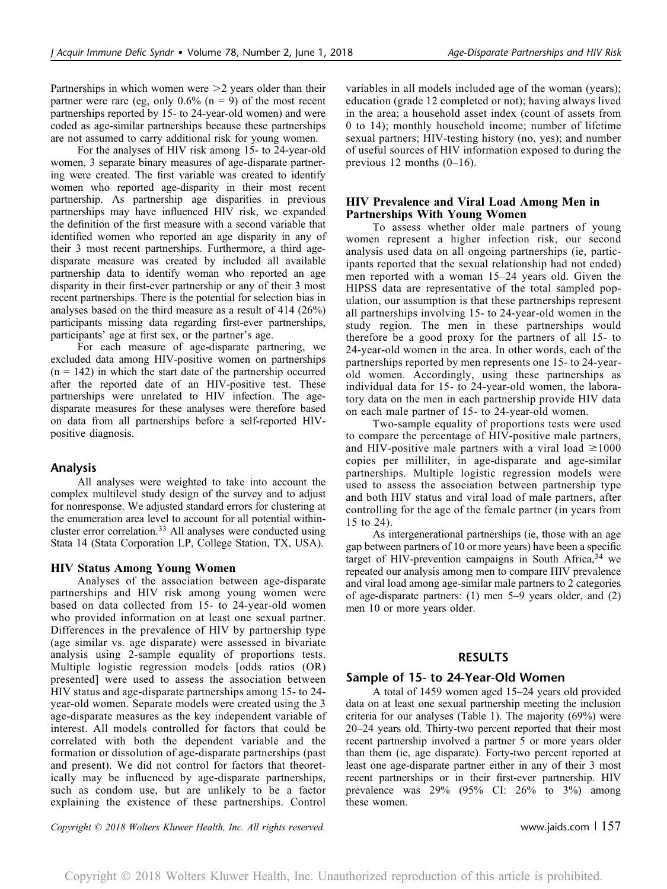Partnerships in which women were >2 years older than their partner were rare (eg, only 0.6% (n = 9) of the most recent partnerships reported by 15- to 24-year-old women) and were coded as age-similar partnerships because these partnerships are not assumed to carry additional risk for young women.

For the analyses of HIV risk among 15- to 24-year-old women, 3 separate binary measures of age-disparate partnering were created. The first variable was created to identify women who reported age-disparity in their most recent partnership. As partnership age disparities in previous partnerships may have influenced HIV risk, we expanded the definition of the first measure with a second variable that identified women who reported an age disparity in any of their 3 most recent partnerships. Furthermore, a third age-disparate measure was created by included all available partnership data to identify woman who reported an age disparity in their first-ever partnership or any of their 3 most recent partnerships. There is the potential for selection bias in analyses based on the third measure as a result of 414 (26%) participants missing data regarding first-ever partnerships, participants' age at first sex, or the partner's age.

For each measure of age-disparate partnering, we excluded data among HIV-positive women on partnerships (n = 142) in which the start date of the partnership occurred after the reported date of an HIV-positive test. These partnerships were unrelated to HIV infection. The age-disparate measures for these analyses were therefore based on data from all partnerships before a self-reported HIV-positive diagnosis.

## Analysis

All analyses were weighted to take into account the complex multilevel study design of the survey and to adjust for nonresponse. We adjusted standard errors for clustering at the enumeration area level to account for all potential within-cluster error correlation.[33] All analyses were conducted using Stata 14 (Stata Corporation LP, College Station, TX, USA).

### HIV Status Among Young Women

Analyses of the association between age-disparate partnerships and HIV risk among young women were based on data collected from 15- to 24-year-old women who provided information on at least one sexual partner. Differences in the prevalence of HIV by partnership type (age similar vs. age disparate) were assessed in bivariate analysis using 2-sample equality of proportions tests. Multiple logistic regression models [odds ratios (OR) presented] were used to assess the association between HIV status and age-disparate partnerships among 15- to 24-year-old women. Separate models were created using the 3 age-disparate measures as the key independent variable of interest. All models controlled for factors that could be correlated with both the dependent variable and the formation or dissolution of age-disparate partnerships (past and present). We did not control for factors that theoretically may be influenced by age-disparate partnerships, such as condom use, but are unlikely to be a factor explaining the existence of these partnerships. Control variables in all models included age of the woman (years); education (grade 12 completed or not); having always lived in the area; a household asset index (count of assets from 0 to 14); monthly household income; number of lifetime sexual partners; HIV-testing history (no, yes); and number of useful sources of HIV information exposed to during the previous 12 months (0–16).

### HIV Prevalence and Viral Load Among Men in Partnerships With Young Women

To assess whether older male partners of young women represent a higher infection risk, our second analysis used data on all ongoing partnerships (ie, participants reported that the sexual relationship had not ended) men reported with a woman 15–24 years old. Given the HIPSS data are representative of the total sampled population, our assumption is that these partnerships represent all partnerships involving 15- to 24-year-old women in the study region. The men in these partnerships would therefore be a good proxy for the partners of all 15- to 24-year-old women in the area. In other words, each of the partnerships reported by men represents one 15- to 24-year-old women. Accordingly, using these partnerships as individual data for 15- to 24-year-old women, the laboratory data on the men in each partnership provide HIV data on each male partner of 15- to 24-year-old women.

Two-sample equality of proportions tests were used to compare the percentage of HIV-positive male partners, and HIV-positive male partners with a viral load ≥1000 copies per milliliter, in age-disparate and age-similar partnerships. Multiple logistic regression models were used to assess the association between partnership type and both HIV status and viral load of male partners, after controlling for the age of the female partner (in years from 15 to 24).

As intergenerational partnerships (ie, those with an age gap between partners of 10 or more years) have been a specific target of HIV-prevention campaigns in South Africa,[34] we repeated our analysis among men to compare HIV prevalence and viral load among age-similar male partners to 2 categories of age-disparate partners: (1) men 5–9 years older, and (2) men 10 or more years older.

## RESULTS

### Sample of 15- to 24-Year-Old Women

A total of 1459 women aged 15–24 years old provided data on at least one sexual partnership meeting the inclusion criteria for our analyses (Table 1). The majority (69%) were 20–24 years old. Thirty-two percent reported that their most recent partnership involved a partner 5 or more years older than them (ie, age disparate). Forty-two percent reported at least one age-disparate partner either in any of their 3 most recent partnerships or in their first-ever partnership. HIV prevalence was 29% (95% CI: 26% to 3%) among these women.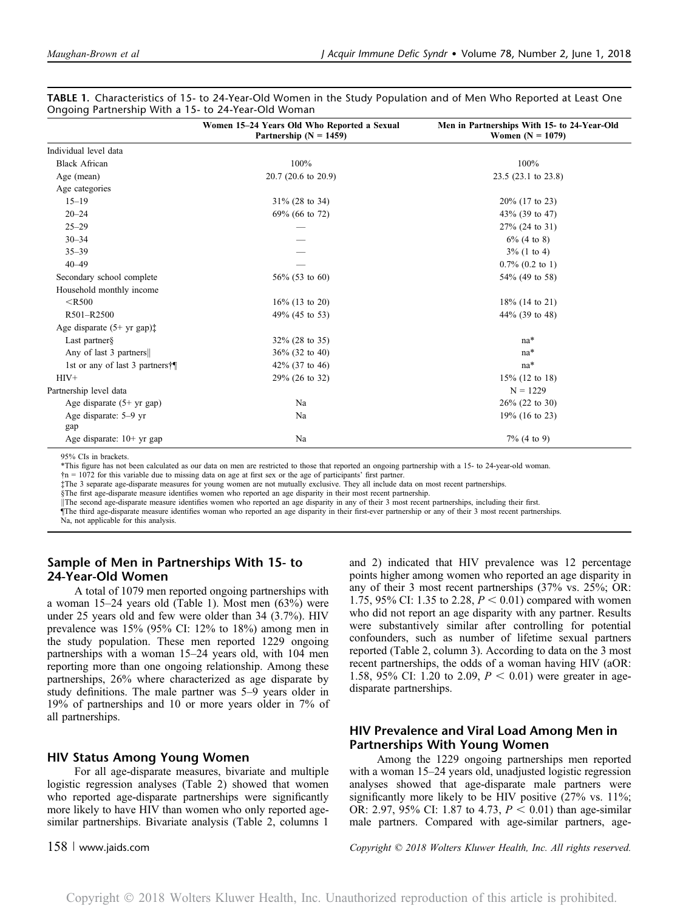**TABLE 1.** Characteristics of 15- to 24-Year-Old Women in the Study Population and of Men Who Reported at Least One Ongoing Partnership With a 15- to 24-Year-Old Woman

| | Women 15–24 Years Old Who Reported a Sexual Partnership (N = 1459) | Men in Partnerships With 15- to 24-Year-Old Women (N = 1079) |
|---|---|---|
| Individual level data | | |
| Black African | 100% | 100% |
| Age (mean) | 20.7 (20.6 to 20.9) | 23.5 (23.1 to 23.8) |
| Age categories | | |
| 15–19 | 31% (28 to 34) | 20% (17 to 23) |
| 20–24 | 69% (66 to 72) | 43% (39 to 47) |
| 25–29 | — | 27% (24 to 31) |
| 30–34 | — | 6% (4 to 8) |
| 35–39 | — | 3% (1 to 4) |
| 40–49 | — | 0.7% (0.2 to 1) |
| Secondary school complete | 56% (53 to 60) | 54% (49 to 58) |
| Household monthly income | | |
| <R500 | 16% (13 to 20) | 18% (14 to 21) |
| R501–R2500 | 49% (45 to 53) | 44% (39 to 48) |
| Age disparate (5+ yr gap)‡ | | |
| Last partner§ | 32% (28 to 35) | na* |
| Any of last 3 partners‖ | 36% (32 to 40) | na* |
| 1st or any of last 3 partners†¶ | 42% (37 to 46) | na* |
| HIV+ | 29% (26 to 32) | 15% (12 to 18) |
| Partnership level data | | N = 1229 |
| Age disparate (5+ yr gap) | Na | 26% (22 to 30) |
| Age disparate: 5–9 yr gap | Na | 19% (16 to 23) |
| Age disparate: 10+ yr gap | Na | 7% (4 to 9) |

95% CIs in brackets.
*This figure has not been calculated as our data on men are restricted to those that reported an ongoing partnership with a 15- to 24-year-old woman.
†n = 1072 for this variable due to missing data on age at first sex or the age of participants' first partner.
‡The 3 separate age-disparate measures for young women are not mutually exclusive. They all include data on most recent partnerships.
§The first age-disparate measure identifies women who reported an age disparity in their most recent partnership.
‖The second age-disparate measure identifies women who reported an age disparity in any of their 3 most recent partnerships, including their first.
¶The third age-disparate measure identifies woman who reported an age disparity in their first-ever partnership or any of their 3 most recent partnerships.
Na, not applicable for this analysis.

### Sample of Men in Partnerships With 15- to 24-Year-Old Women

A total of 1079 men reported ongoing partnerships with a woman 15–24 years old (Table 1). Most men (63%) were under 25 years old and few were older than 34 (3.7%). HIV prevalence was 15% (95% CI: 12% to 18%) among men in the study population. These men reported 1229 ongoing partnerships with a woman 15–24 years old, with 104 men reporting more than one ongoing relationship. Among these partnerships, 26% where characterized as age disparate by study definitions. The male partner was 5–9 years older in 19% of partnerships and 10 or more years older in 7% of all partnerships.

### HIV Status Among Young Women

For all age-disparate measures, bivariate and multiple logistic regression analyses (Table 2) showed that women who reported age-disparate partnerships were significantly more likely to have HIV than women who only reported age-similar partnerships. Bivariate analysis (Table 2, columns 1 and 2) indicated that HIV prevalence was 12 percentage points higher among women who reported an age disparity in any of their 3 most recent partnerships (37% vs. 25%; OR: 1.75, 95% CI: 1.35 to 2.28, $P < 0.01$) compared with women who did not report an age disparity with any partner. Results were substantively similar after controlling for potential confounders, such as number of lifetime sexual partners reported (Table 2, column 3). According to data on the 3 most recent partnerships, the odds of a woman having HIV (aOR: 1.58, 95% CI: 1.20 to 2.09, $P < 0.01$) were greater in age-disparate partnerships.

### HIV Prevalence and Viral Load Among Men in Partnerships With Young Women

Among the 1229 ongoing partnerships men reported with a woman 15–24 years old, unadjusted logistic regression analyses showed that age-disparate male partners were significantly more likely to be HIV positive (27% vs. 11%; OR: 2.97, 95% CI: 1.87 to 4.73, $P < 0.01$) than age-similar male partners. Compared with age-similar partners, age-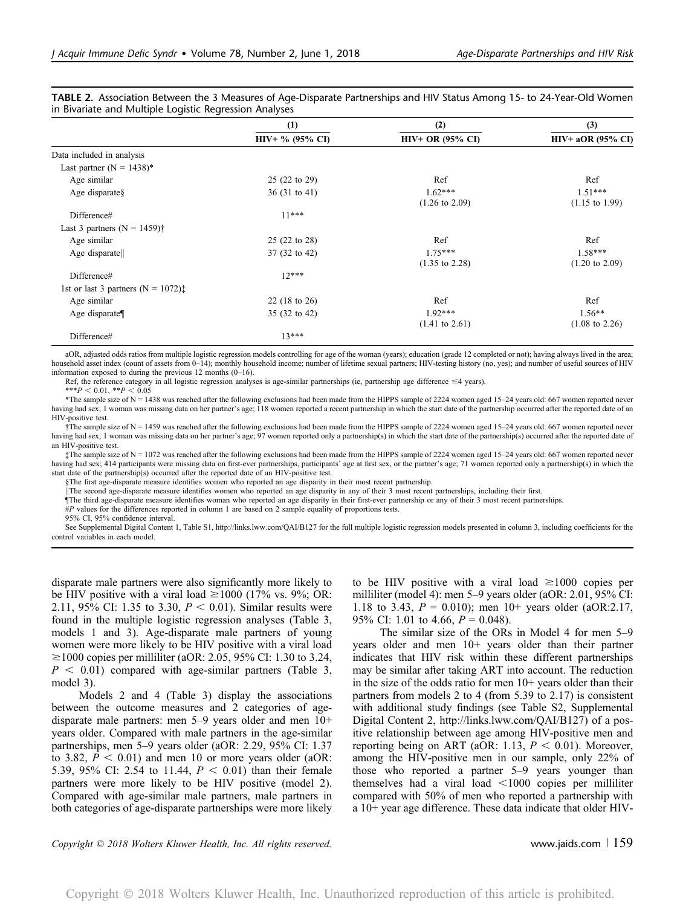**TABLE 2.** Association Between the 3 Measures of Age-Disparate Partnerships and HIV Status Among 15- to 24-Year-Old Women in Bivariate and Multiple Logistic Regression Analyses

| | (1) | (2) | (3) |
|---|---|---|---|
| | HIV+ % (95% CI) | HIV+ OR (95% CI) | HIV+ aOR (95% CI) |
| Data included in analysis | | | |
| Last partner (N = 1438)* | | | |
| Age similar | 25 (22 to 29) | Ref | Ref |
| Age disparate§ | 36 (31 to 41) | 1.62*** (1.26 to 2.09) | 1.51*** (1.15 to 1.99) |
| Difference# | 11*** | | |
| Last 3 partners (N = 1459)† | | | |
| Age similar | 25 (22 to 28) | Ref | Ref |
| Age disparate‖ | 37 (32 to 42) | 1.75*** (1.35 to 2.28) | 1.58*** (1.20 to 2.09) |
| Difference# | 12*** | | |
| 1st or last 3 partners (N = 1072)‡ | | | |
| Age similar | 22 (18 to 26) | Ref | Ref |
| Age disparate¶ | 35 (32 to 42) | 1.92*** (1.41 to 2.61) | 1.56** (1.08 to 2.26) |
| Difference# | 13*** | | |

aOR, adjusted odds ratios from multiple logistic regression models controlling for age of the woman (years); education (grade 12 completed or not); having always lived in the area; household asset index (count of assets from 0–14); monthly household income; number of lifetime sexual partners; HIV-testing history (no, yes); and number of useful sources of HIV information exposed to during the previous 12 months (0–16).

Ref, the reference category in all logistic regression analyses is age-similar partnerships (ie, partnership age difference ≤4 years).

***$P < 0.01$, **$P < 0.05$

*The sample size of N = 1438 was reached after the following exclusions had been made from the HIPPS sample of 2224 women aged 15–24 years old: 667 women reported never having had sex; 1 woman was missing data on her partner's age; 118 women reported a recent partnership in which the start date of the partnership occurred after the reported date of an HIV-positive test.

†The sample size of N = 1459 was reached after the following exclusions had been made from the HIPPS sample of 2224 women aged 15–24 years old: 667 women reported never having had sex; 1 woman was missing data on her partner's age; 97 women reported only a partnership(s) in which the start date of the partnership(s) occurred after the reported date of an HIV-positive test.

‡The sample size of N = 1072 was reached after the following exclusions had been made from the HIPPS sample of 2224 women aged 15–24 years old: 667 women reported never having had sex; 414 participants were missing data on first-ever partnerships, participants' age at first sex, or the partner's age; 71 women reported only a partnership(s) in which the start date of the partnership(s) occurred after the reported date of an HIV-positive test.

§The first age-disparate measure identifies women who reported an age disparity in their most recent partnership.

‖The second age-disparate measure identifies women who reported an age disparity in any of their 3 most recent partnerships, including their first.

¶The third age-disparate measure identifies woman who reported an age disparity in their first-ever partnership or any of their 3 most recent partnerships.

#P values for the differences reported in column 1 are based on 2 sample equality of proportions tests.

95% CI, 95% confidence interval.

See Supplemental Digital Content 1, Table S1, http://links.lww.com/QAI/B127 for the full multiple logistic regression models presented in column 3, including coefficients for the control variables in each model.

disparate male partners were also significantly more likely to be HIV positive with a viral load ≥1000 (17% vs. 9%; OR: 2.11, 95% CI: 1.35 to 3.30, $P < 0.01$). Similar results were found in the multiple logistic regression analyses (Table 3, models 1 and 3). Age-disparate male partners of young women were more likely to be HIV positive with a viral load ≥1000 copies per milliliter (aOR: 2.05, 95% CI: 1.30 to 3.24, $P < 0.01$) compared with age-similar partners (Table 3, model 3).

Models 2 and 4 (Table 3) display the associations between the outcome measures and 2 categories of age-disparate male partners: men 5–9 years older and men 10+ years older. Compared with male partners in the age-similar partnerships, men 5–9 years older (aOR: 2.29, 95% CI: 1.37 to 3.82, $P < 0.01$) and men 10 or more years older (aOR: 5.39, 95% CI: 2.54 to 11.44, $P < 0.01$) than their female partners were more likely to be HIV positive (model 2). Compared with age-similar male partners, male partners in both categories of age-disparate partnerships were more likely to be HIV positive with a viral load ≥1000 copies per milliliter (model 4): men 5–9 years older (aOR: 2.01, 95% CI: 1.18 to 3.43, $P = 0.010$); men 10+ years older (aOR:2.17, 95% CI: 1.01 to 4.66, $P = 0.048$).

The similar size of the ORs in Model 4 for men 5–9 years older and men 10+ years older than their partner indicates that HIV risk within these different partnerships may be similar after taking ART into account. The reduction in the size of the odds ratio for men 10+ years older than their partners from models 2 to 4 (from 5.39 to 2.17) is consistent with additional study findings (see Table S2, Supplemental Digital Content 2, http://links.lww.com/QAI/B127) of a positive relationship between age among HIV-positive men and reporting being on ART (aOR: 1.13, $P < 0.01$). Moreover, among the HIV-positive men in our sample, only 22% of those who reported a partner 5–9 years younger than themselves had a viral load <1000 copies per milliliter compared with 50% of men who reported a partnership with a 10+ year age difference. These data indicate that older HIV-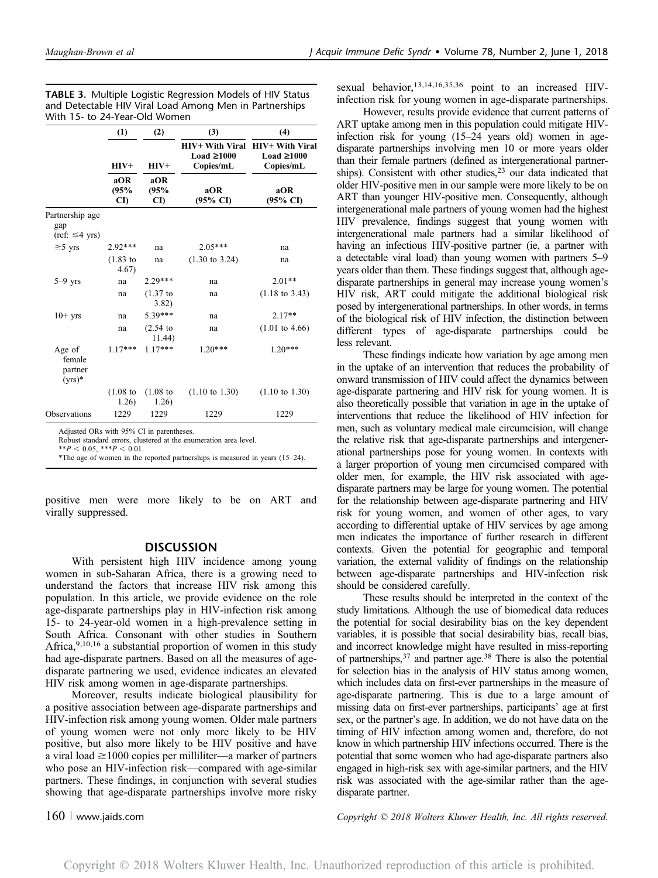**TABLE 3.** Multiple Logistic Regression Models of HIV Status and Detectable HIV Viral Load Among Men in Partnerships With 15- to 24-Year-Old Women

| | (1) | (2) | (3) | (4) |
|---|---|---|---|---|
| | HIV+ | HIV+ | HIV+ With Viral Load ≥1000 Copies/mL | HIV+ With Viral Load ≥1000 Copies/mL |
| | aOR (95% CI) | aOR (95% CI) | aOR (95% CI) | aOR (95% CI) |
| Partnership age gap (ref: ≤4 yrs) | | | | |
| ≥5 yrs | 2.92*** | na | 2.05*** | na |
| | (1.83 to 4.67) | na | (1.30 to 3.24) | na |
| 5–9 yrs | na | 2.29*** | na | 2.01** |
| | na | (1.37 to 3.82) | na | (1.18 to 3.43) |
| 10+ yrs | na | 5.39*** | na | 2.17** |
| | na | (2.54 to 11.44) | na | (1.01 to 4.66) |
| Age of female partner (yrs)* | 1.17*** | 1.17*** | 1.20*** | 1.20*** |
| | (1.08 to 1.26) | (1.08 to 1.26) | (1.10 to 1.30) | (1.10 to 1.30) |
| Observations | 1229 | 1229 | 1229 | 1229 |

Adjusted ORs with 95% CI in parentheses.
Robust standard errors, clustered at the enumeration area level.
** $P < 0.05$, *** $P < 0.01$.
*The age of women in the reported partnerships is measured in years (15–24).

positive men were more likely to be on ART and virally suppressed.

## DISCUSSION

With persistent high HIV incidence among young women in sub-Saharan Africa, there is a growing need to understand the factors that increase HIV risk among this population. In this article, we provide evidence on the role age-disparate partnerships play in HIV-infection risk among 15- to 24-year-old women in a high-prevalence setting in South Africa. Consonant with other studies in Southern Africa,[9,10,16] a substantial proportion of women in this study had age-disparate partners. Based on all the measures of age-disparate partnering we used, evidence indicates an elevated HIV risk among women in age-disparate partnerships.

Moreover, results indicate biological plausibility for a positive association between age-disparate partnerships and HIV-infection risk among young women. Older male partners of young women were not only more likely to be HIV positive, but also more likely to be HIV positive and have a viral load ≥1000 copies per milliliter—a marker of partners who pose an HIV-infection risk—compared with age-similar partners. These findings, in conjunction with several studies showing that age-disparate partnerships involve more risky sexual behavior,[13,14,16,35,36] point to an increased HIV-infection risk for young women in age-disparate partnerships.

However, results provide evidence that current patterns of ART uptake among men in this population could mitigate HIV-infection risk for young (15–24 years old) women in age-disparate partnerships involving men 10 or more years older than their female partners (defined as intergenerational partnerships). Consistent with other studies,[23] our data indicated that older HIV-positive men in our sample were more likely to be on ART than younger HIV-positive men. Consequently, although intergenerational male partners of young women had the highest HIV prevalence, findings suggest that young women with intergenerational male partners had a similar likelihood of having an infectious HIV-positive partner (ie, a partner with a detectable viral load) than young women with partners 5–9 years older than them. These findings suggest that, although age-disparate partnerships in general may increase young women's HIV risk, ART could mitigate the additional biological risk posed by intergenerational partnerships. In other words, in terms of the biological risk of HIV infection, the distinction between different types of age-disparate partnerships could be less relevant.

These findings indicate how variation by age among men in the uptake of an intervention that reduces the probability of onward transmission of HIV could affect the dynamics between age-disparate partnering and HIV risk for young women. It is also theoretically possible that variation in age in the uptake of interventions that reduce the likelihood of HIV infection for men, such as voluntary medical male circumcision, will change the relative risk that age-disparate partnerships and intergenerational partnerships pose for young women. In contexts with a larger proportion of young men circumcised compared with older men, for example, the HIV risk associated with age-disparate partners may be large for young women. The potential for the relationship between age-disparate partnering and HIV risk for young women, and women of other ages, to vary according to differential uptake of HIV services by age among men indicates the importance of further research in different contexts. Given the potential for geographic and temporal variation, the external validity of findings on the relationship between age-disparate partnerships and HIV-infection risk should be considered carefully.

These results should be interpreted in the context of the study limitations. Although the use of biomedical data reduces the potential for social desirability bias on the key dependent variables, it is possible that social desirability bias, recall bias, and incorrect knowledge might have resulted in miss-reporting of partnerships,[37] and partner age.[38] There is also the potential for selection bias in the analysis of HIV status among women, which includes data on first-ever partnerships in the measure of age-disparate partnering. This is due to a large amount of missing data on first-ever partnerships, participants' age at first sex, or the partner's age. In addition, we do not have data on the timing of HIV infection among women and, therefore, do not know in which partnership HIV infections occurred. There is the potential that some women who had age-disparate partners also engaged in high-risk sex with age-similar partners, and the HIV risk was associated with the age-similar rather than the age-disparate partner.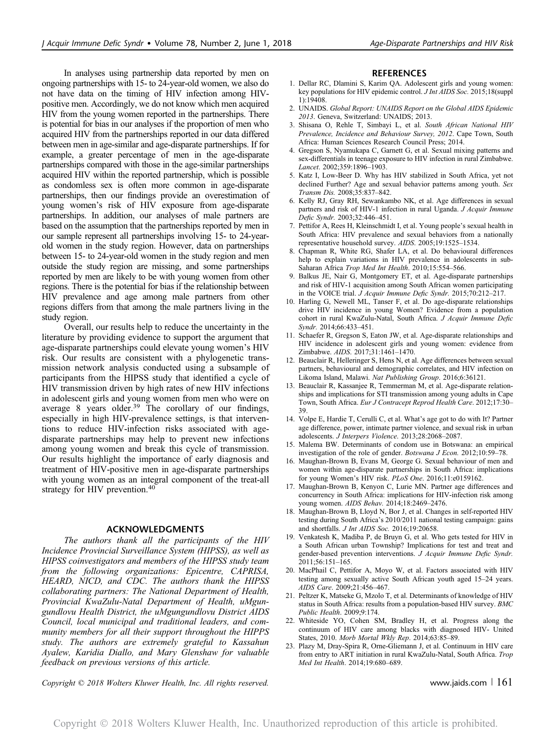In analyses using partnership data reported by men on ongoing partnerships with 15- to 24-year-old women, we also do not have data on the timing of HIV infection among HIV-positive men. Accordingly, we do not know which men acquired HIV from the young women reported in the partnerships. There is potential for bias in our analyses if the proportion of men who acquired HIV from the partnerships reported in our data differed between men in age-similar and age-disparate partnerships. If for example, a greater percentage of men in the age-disparate partnerships compared with those in the age-similar partnerships acquired HIV within the reported partnership, which is possible as condomless sex is often more common in age-disparate partnerships, then our findings provide an overestimation of young women's risk of HIV exposure from age-disparate partnerships. In addition, our analyses of male partners are based on the assumption that the partnerships reported by men in our sample represent all partnerships involving 15- to 24-year-old women in the study region. However, data on partnerships between 15- to 24-year-old women in the study region and men outside the study region are missing, and some partnerships reported by men are likely to be with young women from other regions. There is the potential for bias if the relationship between HIV prevalence and age among male partners from other regions differs from that among the male partners living in the study region.

Overall, our results help to reduce the uncertainty in the literature by providing evidence to support the argument that age-disparate partnerships could elevate young women's HIV risk. Our results are consistent with a phylogenetic transmission network analysis conducted using a subsample of participants from the HIPSS study that identified a cycle of HIV transmission driven by high rates of new HIV infections in adolescent girls and young women from men who were on average 8 years older.[39] The corollary of our findings, especially in high HIV-prevalence settings, is that interventions to reduce HIV-infection risks associated with age-disparate partnerships may help to prevent new infections among young women and break this cycle of transmission. Our results highlight the importance of early diagnosis and treatment of HIV-positive men in age-disparate partnerships with young women as an integral component of the treat-all strategy for HIV prevention.[40]

## ACKNOWLEDGMENTS

*The authors thank all the participants of the HIV Incidence Provincial Surveillance System (HIPSS), as well as HIPSS coinvestigators and members of the HIPSS study team from the following organizations: Epicentre, CAPRISA, HEARD, NICD, and CDC. The authors thank the HIPSS collaborating partners: The National Department of Health, Provincial KwaZulu-Natal Department of Health, uMgungundlovu Health District, the uMgungundlovu District AIDS Council, local municipal and traditional leaders, and community members for all their support throughout the HIPPS study. The authors are extremely grateful to Kassahun Ayalew, Karidia Diallo, and Mary Glenshaw for valuable feedback on previous versions of this article.*

## REFERENCES

1. Dellar RC, Dlamini S, Karim QA. Adolescent girls and young women: key populations for HIV epidemic control. *J Int AIDS Soc.* 2015;18(suppl 1):19408.
2. UNAIDS. *Global Report: UNAIDS Report on the Global AIDS Epidemic 2013*. Geneva, Switzerland: UNAIDS; 2013.
3. Shisana O, Rehle T, Simbayi L, et al. *South African National HIV Prevalence, Incidence and Behaviour Survey, 2012*. Cape Town, South Africa: Human Sciences Research Council Press; 2014.
4. Gregson S, Nyamukapa C, Garnett G, et al. Sexual mixing patterns and sex-differentials in teenage exposure to HIV infection in rural Zimbabwe. *Lancet*. 2002;359:1896–1903.
5. Katz I, Low-Beer D. Why has HIV stabilized in South Africa, yet not declined Further? Age and sexual behavior patterns among youth. *Sex Transm Dis.* 2008;35:837–842.
6. Kelly RJ, Gray RH, Sewankambo NK, et al. Age differences in sexual partners and risk of HIV-1 infection in rural Uganda. *J Acquir Immune Defic Syndr.* 2003;32:446–451.
7. Pettifor A, Rees H, Kleinschmidt I, et al. Young people's sexual health in South Africa: HIV prevalence and sexual behaviors from a nationally representative household survey. *AIDS*. 2005;19:1525–1534.
8. Chapman R, White RG, Shafer LA, et al. Do behavioural differences help to explain variations in HIV prevalence in adolescents in sub-Saharan Africa *Trop Med Int Health*. 2010;15:554–566.
9. Balkus JE, Nair G, Montgomery ET, et al. Age-disparate partnerships and risk of HIV-1 acquisition among South African women participating in the VOICE trial. *J Acquir Immune Defic Syndr.* 2015;70:212–217.
10. Harling G, Newell ML, Tanser F, et al. Do age-disparate relationships drive HIV incidence in young Women? Evidence from a population cohort in rural KwaZulu-Natal, South Africa. *J Acquir Immune Defic Syndr.* 2014;66:433–451.
11. Schaefer R, Gregson S, Eaton JW, et al. Age-disparate relationships and HIV incidence in adolescent girls and young women: evidence from Zimbabwe. *AIDS*. 2017;31:1461–1470.
12. Beauclair R, Helleringer S, Hens N, et al. Age differences between sexual partners, behavioural and demographic correlates, and HIV infection on Likoma Island, Malawi. *Nat Publishing Group*. 2016;6:36121.
13. Beauclair R, Kassanjee R, Temmerman M, et al. Age-disparate relationships and implications for STI transmission among young adults in Cape Town, South Africa. *Eur J Contracept Reprod Health Care*. 2012;17:30–39.
14. Volpe E, Hardie T, Cerulli C, et al. What's age got to do with It? Partner age difference, power, intimate partner violence, and sexual risk in urban adolescents. *J Interpers Violence.* 2013;28:2068–2087.
15. Malema BW. Determinants of condom use in Botswana: an empirical investigation of the role of gender. *Botswana J Econ.* 2012;10:59–78.
16. Maughan-Brown B, Evans M, George G. Sexual behaviour of men and women within age-disparate partnerships in South Africa: implications for young Women's HIV risk. *PLoS One*. 2016;11:e0159162.
17. Maughan-Brown B, Kenyon C, Lurie MN. Partner age differences and concurrency in South Africa: implications for HIV-infection risk among young women. *AIDS Behav.* 2014;18:2469–2476.
18. Maughan-Brown B, Lloyd N, Bor J, et al. Changes in self-reported HIV testing during South Africa's 2010/2011 national testing campaign: gains and shortfalls. *J Int AIDS Soc.* 2016;19:20658.
19. Venkatesh K, Madiba P, de Bruyn G, et al. Who gets tested for HIV in a South African urban Township? Implications for test and treat and gender-based prevention interventions. *J Acquir Immune Defic Syndr.* 2011;56:151–165.
20. MacPhail C, Pettifor A, Moyo W, et al. Factors associated with HIV testing among sexually active South African youth aged 15–24 years. *AIDS Care*. 2009;21:456–467.
21. Peltzer K, Matseke G, Mzolo T, et al. Determinants of knowledge of HIV status in South Africa: results from a population-based HIV survey. *BMC Public Health*. 2009;9:174.
22. Whiteside YO, Cohen SM, Bradley H, et al. Progress along the continuum of HIV care among blacks with diagnosed HIV- United States, 2010. *Morb Mortal Wkly Rep*. 2014;63:85–89.
23. Plazy M, Dray-Spira R, Orne-Gliemann J, et al. Continuum in HIV care from entry to ART initiation in rural KwaZulu-Natal, South Africa. *Trop Med Int Health*. 2014;19:680–689.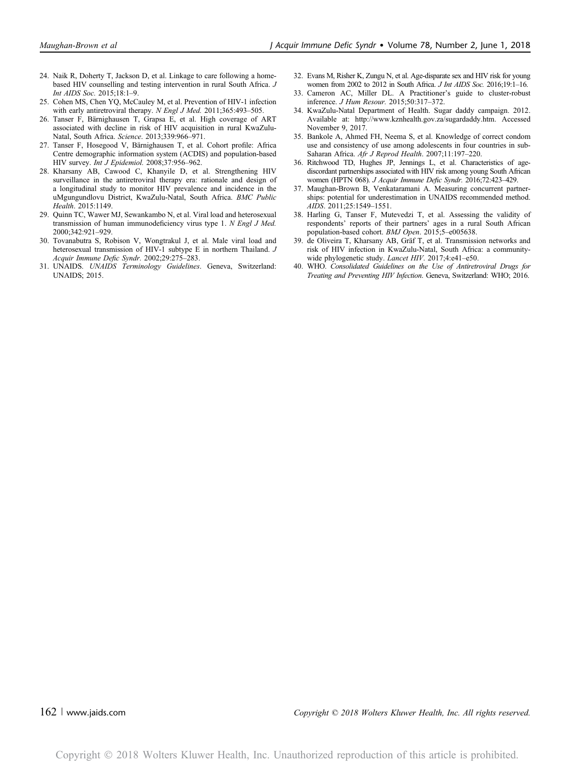24. Naik R, Doherty T, Jackson D, et al. Linkage to care following a home-based HIV counselling and testing intervention in rural South Africa. *J Int AIDS Soc.* 2015;18:1–9.
25. Cohen MS, Chen YQ, McCauley M, et al. Prevention of HIV-1 infection with early antiretroviral therapy. *N Engl J Med.* 2011;365:493–505.
26. Tanser F, Bärnighausen T, Grapsa E, et al. High coverage of ART associated with decline in risk of HIV acquisition in rural KwaZulu-Natal, South Africa. *Science*. 2013;339:966–971.
27. Tanser F, Hosegood V, Bärnighausen T, et al. Cohort profile: Africa Centre demographic information system (ACDIS) and population-based HIV survey. *Int J Epidemiol.* 2008;37:956–962.
28. Kharsany AB, Cawood C, Khanyile D, et al. Strengthening HIV surveillance in the antiretroviral therapy era: rationale and design of a longitudinal study to monitor HIV prevalence and incidence in the uMgungundlovu District, KwaZulu-Natal, South Africa. *BMC Public Health*. 2015:1149.
29. Quinn TC, Wawer MJ, Sewankambo N, et al. Viral load and heterosexual transmission of human immunodeficiency virus type 1. *N Engl J Med.* 2000;342:921–929.
30. Tovanabutra S, Robison V, Wongtrakul J, et al. Male viral load and heterosexual transmission of HIV-1 subtype E in northern Thailand. *J Acquir Immune Defic Syndr*. 2002;29:275–283.
31. UNAIDS. *UNAIDS Terminology Guidelines*. Geneva, Switzerland: UNAIDS; 2015.
32. Evans M, Risher K, Zungu N, et al. Age-disparate sex and HIV risk for young women from 2002 to 2012 in South Africa. *J Int AIDS Soc.* 2016;19:1–16.
33. Cameron AC, Miller DL. A Practitioner's guide to cluster-robust inference. *J Hum Resour.* 2015;50:317–372.
34. KwaZulu-Natal Department of Health. Sugar daddy campaign. 2012. Available at: http://www.kznhealth.gov.za/sugardaddy.htm. Accessed November 9, 2017.
35. Bankole A, Ahmed FH, Neema S, et al. Knowledge of correct condom use and consistency of use among adolescents in four countries in sub-Saharan Africa. *Afr J Reprod Health*. 2007;11:197–220.
36. Ritchwood TD, Hughes JP, Jennings L, et al. Characteristics of age-discordant partnerships associated with HIV risk among young South African women (HPTN 068). *J Acquir Immune Defic Syndr.* 2016;72:423–429.
37. Maughan-Brown B, Venkataramani A. Measuring concurrent partnerships: potential for underestimation in UNAIDS recommended method. *AIDS*. 2011;25:1549–1551.
38. Harling G, Tanser F, Mutevedzi T, et al. Assessing the validity of respondents' reports of their partners' ages in a rural South African population-based cohort. *BMJ Open*. 2015;5–e005638.
39. de Oliveira T, Kharsany AB, Gräf T, et al. Transmission networks and risk of HIV infection in KwaZulu-Natal, South Africa: a community-wide phylogenetic study. *Lancet HIV*. 2017;4:e41–e50.
40. WHO. *Consolidated Guidelines on the Use of Antiretroviral Drugs for Treating and Preventing HIV Infection*. Geneva, Switzerland: WHO; 2016.